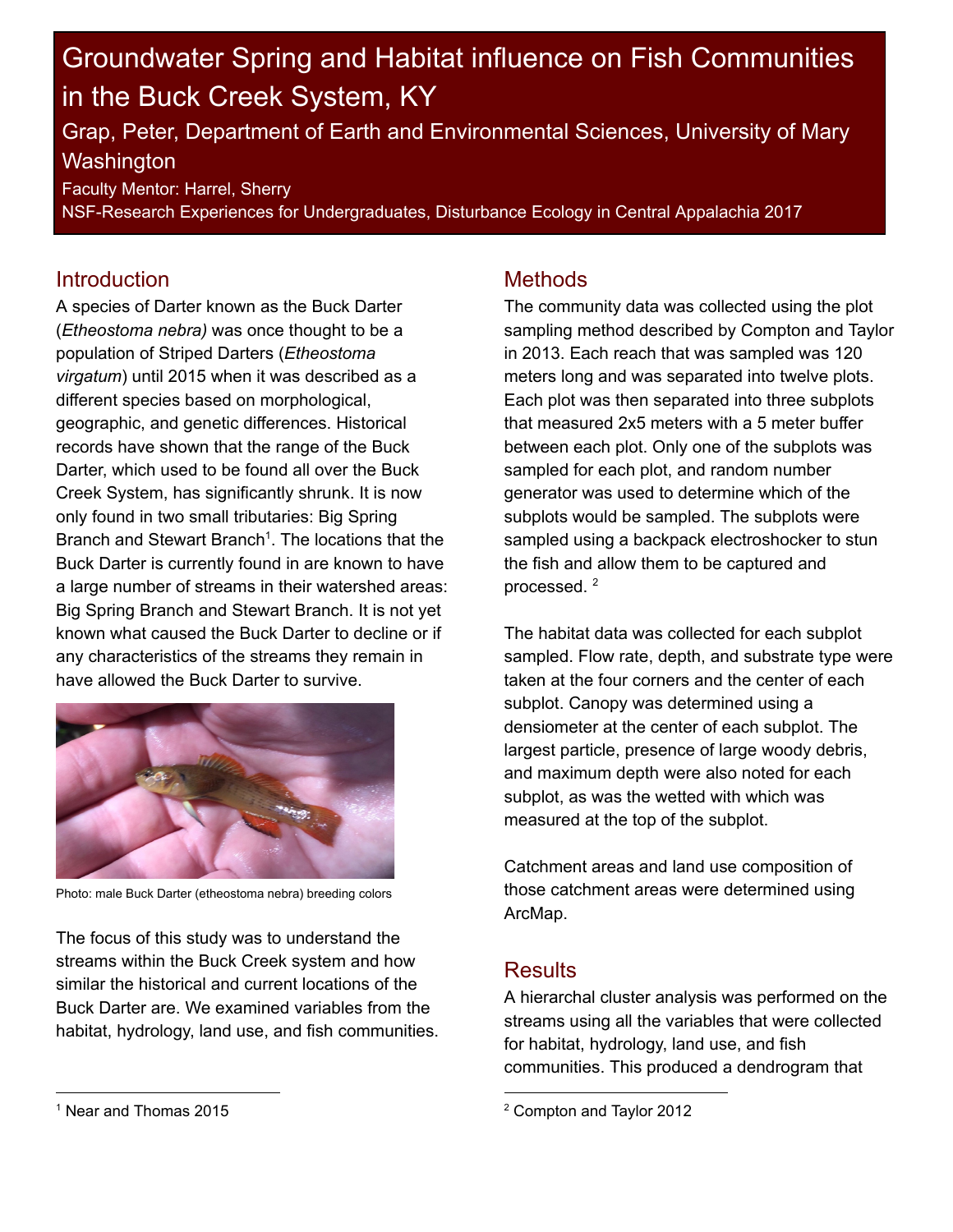# Groundwater Spring and Habitat influence on Fish Communities in the Buck Creek System, KY

## Grap, Peter, Department of Earth and Environmental Sciences, University of Mary Washington

Faculty Mentor: Harrel, Sherry

NSF-Research Experiences for Undergraduates, Disturbance Ecology in Central Appalachia 2017

## Introduction

A species of Darter known as the Buck Darter (*Etheostoma nebra)* was once thought to be a population of Striped Darters (*Etheostoma virgatum*) until 2015 when it was described as a different species based on morphological, geographic, and genetic differences. Historical records have shown that the range of the Buck Darter, which used to be found all over the Buck Creek System, has significantly shrunk. It is now only found in two small tributaries: Big Spring Branch and Stewart Branch[1]. The locations that the Buck Darter is currently found in are known to have a large number of streams in their watershed areas: Big Spring Branch and Stewart Branch. It is not yet known what caused the Buck Darter to decline or if any characteristics of the streams they remain in have allowed the Buck Darter to survive.

Photo: male Buck Darter (etheostoma nebra) breeding colors

The focus of this study was to understand the streams within the Buck Creek system and how similar the historical and current locations of the Buck Darter are. We examined variables from the habitat, hydrology, land use, and fish communities.

[1] Near and Thomas 2015

## Methods

The community data was collected using the plot sampling method described by Compton and Taylor in 2013. Each reach that was sampled was 120 meters long and was separated into twelve plots. Each plot was then separated into three subplots that measured 2x5 meters with a 5 meter buffer between each plot. Only one of the subplots was sampled for each plot, and random number generator was used to determine which of the subplots would be sampled. The subplots were sampled using a backpack electroshocker to stun the fish and allow them to be captured and processed. [2]

The habitat data was collected for each subplot sampled. Flow rate, depth, and substrate type were taken at the four corners and the center of each subplot. Canopy was determined using a densiometer at the center of each subplot. The largest particle, presence of large woody debris, and maximum depth were also noted for each subplot, as was the wetted with which was measured at the top of the subplot.

Catchment areas and land use composition of those catchment areas were determined using ArcMap.

## Results

A hierarchal cluster analysis was performed on the streams using all the variables that were collected for habitat, hydrology, land use, and fish communities. This produced a dendrogram that

[2] Compton and Taylor 2012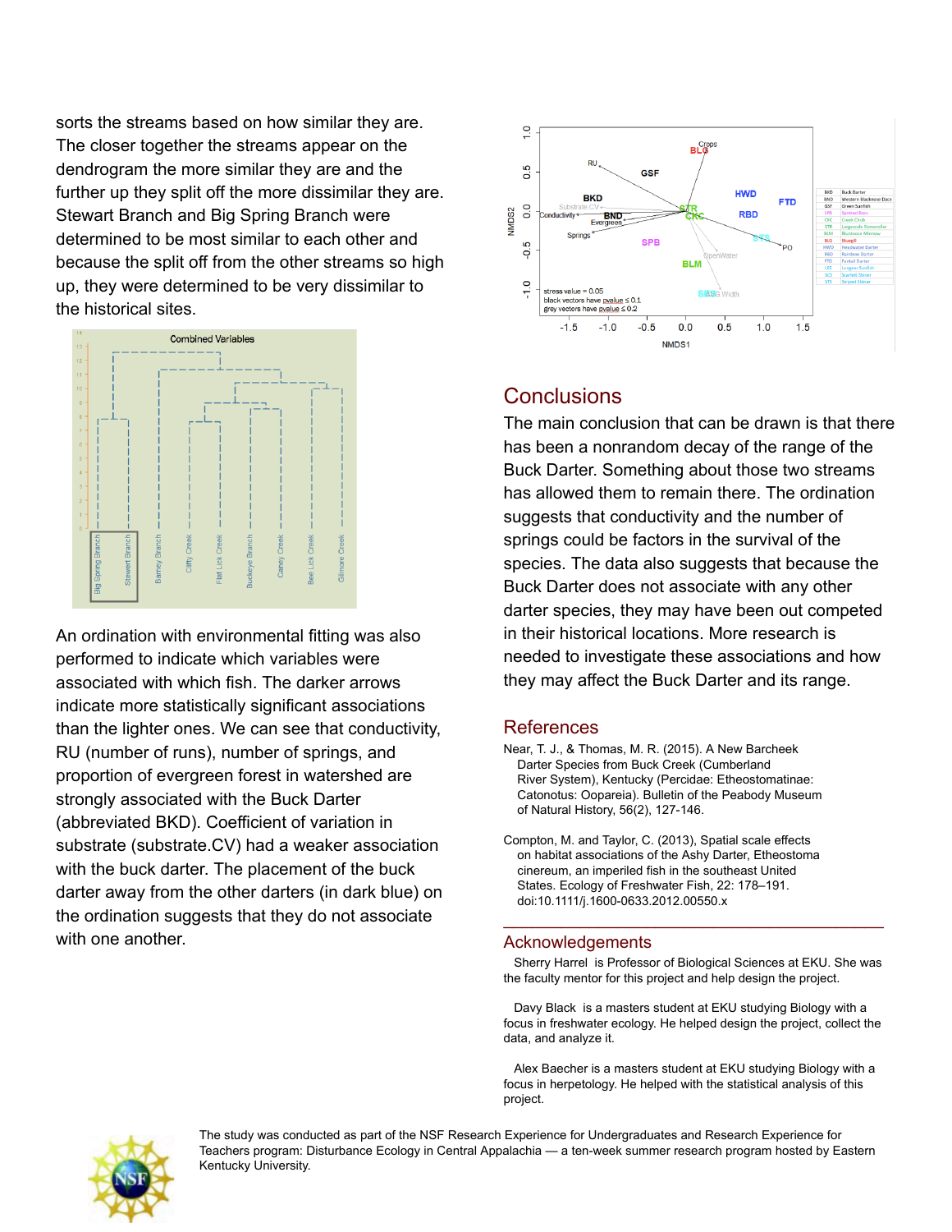sorts the streams based on how similar they are. The closer together the streams appear on the dendrogram the more similar they are and the further up they split off the more dissimilar they are. Stewart Branch and Big Spring Branch were determined to be most similar to each other and because the split off from the other streams so high up, they were determined to be very dissimilar to the historical sites.

Combined Variables

Big Spring Branch
Stewart Branch
Barney Branch
Clifty Creek
Flat Lick Creek
Buckeye Branch
Caney Creek
Bee Lick Creek
Gilmore Creek

An ordination with environmental fitting was also performed to indicate which variables were associated with which fish. The darker arrows indicate more statistically significant associations than the lighter ones. We can see that conductivity, RU (number of runs), number of springs, and proportion of evergreen forest in watershed are strongly associated with the Buck Darter (abbreviated BKD). Coefficient of variation in substrate (substrate.CV) had a weaker association with the buck darter. The placement of the buck darter away from the other darters (in dark blue) on the ordination suggests that they do not associate with one another.

NMDS1
NMDS2
stress value = 0.05
black vectors have pvalue ≤ 0.1
grey vectors have pvalue ≤ 0.2

BKD Buck Darter
BND Western Blacknose Dace
GSF Green Sunfish
SPB Spotted Bass
CKC Creek Chub
STR Largescale Stoneroller
BLM Bluntnose Minnow
BLG Bluegill
HWD Headwater Darter
RBD Rainbow Darter
FTD Fantail Darter
LES Longear Sunfish
SCS Scarlet Shiner
STS Striped Shiner

## Conclusions

The main conclusion that can be drawn is that there has been a nonrandom decay of the range of the Buck Darter. Something about those two streams has allowed them to remain there. The ordination suggests that conductivity and the number of springs could be factors in the survival of the species. The data also suggests that because the Buck Darter does not associate with any other darter species, they may have been out competed in their historical locations. More research is needed to investigate these associations and how they may affect the Buck Darter and its range.

## References

Near, T. J., & Thomas, M. R. (2015). A New Barcheek Darter Species from Buck Creek (Cumberland River System), Kentucky (Percidae: Etheostomatinae: Catonotus: Oopareia). Bulletin of the Peabody Museum of Natural History, 56(2), 127-146.

Compton, M. and Taylor, C. (2013), Spatial scale effects on habitat associations of the Ashy Darter, Etheostoma cinereum, an imperiled fish in the southeast United States. Ecology of Freshwater Fish, 22: 178–191. doi:10.1111/j.1600-0633.2012.00550.x

## Acknowledgements

Sherry Harrel is Professor of Biological Sciences at EKU. She was the faculty mentor for this project and help design the project.

Davy Black is a masters student at EKU studying Biology with a focus in freshwater ecology. He helped design the project, collect the data, and analyze it.

Alex Baecher is a masters student at EKU studying Biology with a focus in herpetology. He helped with the statistical analysis of this project.

The study was conducted as part of the NSF Research Experience for Undergraduates and Research Experience for Teachers program: Disturbance Ecology in Central Appalachia — a ten-week summer research program hosted by Eastern Kentucky University.